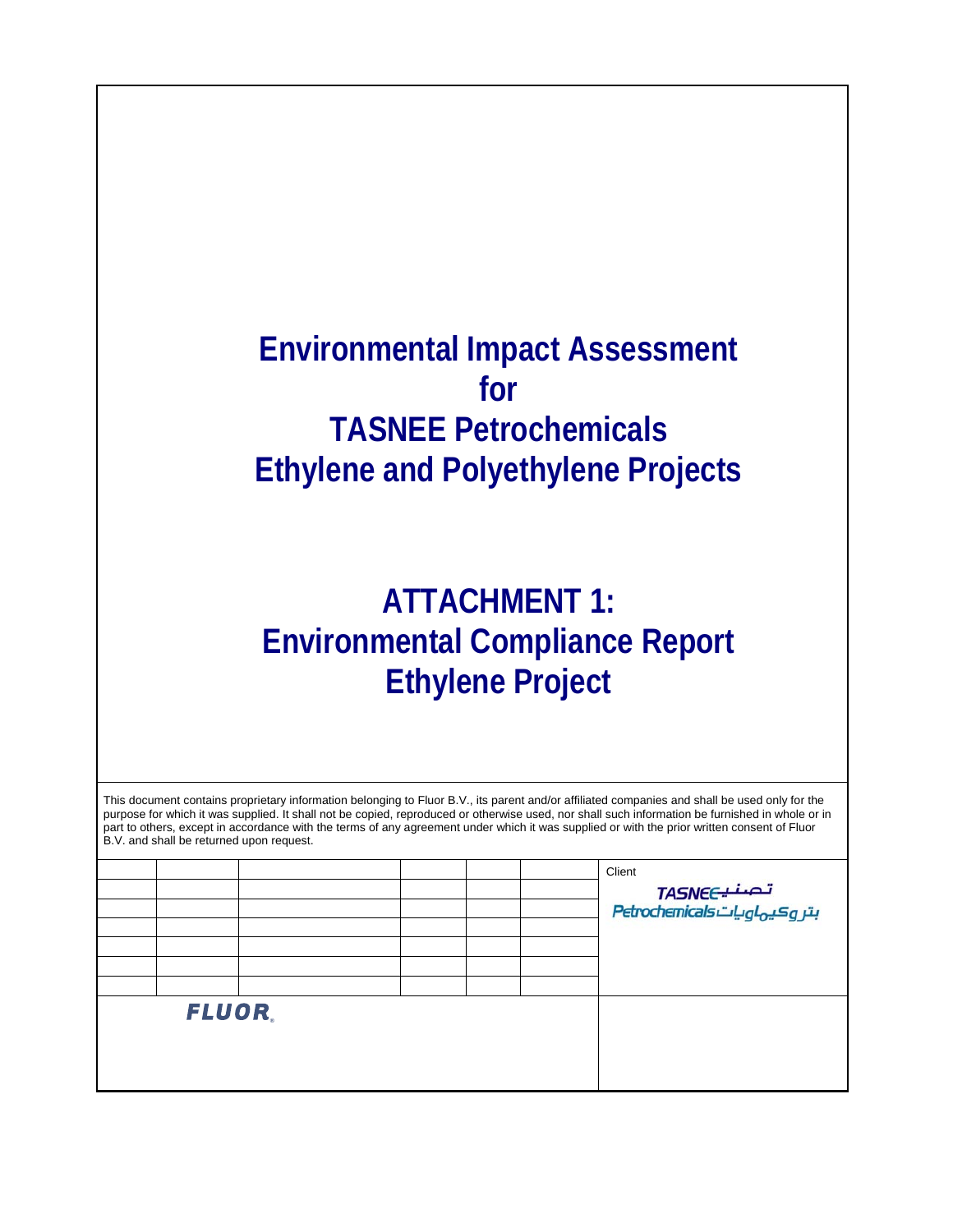# Environmental Impact Assessment for TASNEE Petrochemicals Ethylene and Polyethylene Projects

# ATTACHMENT 1: Environmental Compliance Report Ethylene Project

This document contains proprietary information belonging to Fluor B.V., its parent and/or affiliated companies and shall be used only for the purpose for which it was supplied. It shall not be copied, reproduced or otherwise used, nor shall such information be furnished in whole or in part to others, except in accordance with the terms of any agreement under which it was supplied or with the prior written consent of Fluor B.V. and shall be returned upon request.

Client

TASNEE تصنيع
Petrochemicals بتروكيماويات

FLUOR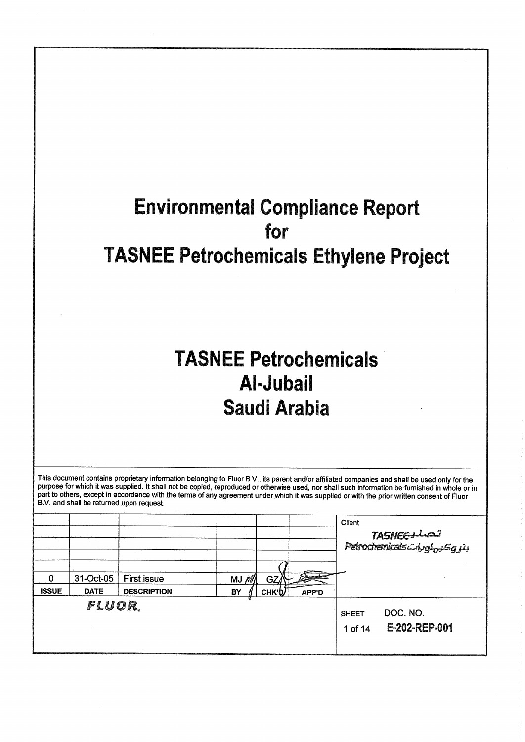# Environmental Compliance Report for TASNEE Petrochemicals Ethylene Project

# TASNEE Petrochemicals
# Al-Jubail
# Saudi Arabia

This document contains proprietary information belonging to Fluor B.V., its parent and/or affiliated companies and shall be used only for the purpose for which it was supplied. It shall not be copied, reproduced or otherwise used, nor shall such information be furnished in whole or in part to others, except in accordance with the terms of any agreement under which it was supplied or with the prior written consent of Fluor B.V. and shall be returned upon request.

| ISSUE | DATE | DESCRIPTION | BY | CHK'D | APP'D |
|---|---|---|---|---|---|
| 0 | 31-Oct-05 | First issue | MJ | GZ | |

Client: TASNEE Petrochemicals تصنيع للبتروكيماويات

FLUOR.

SHEET: 1 of 14

DOC. NO. E-202-REP-001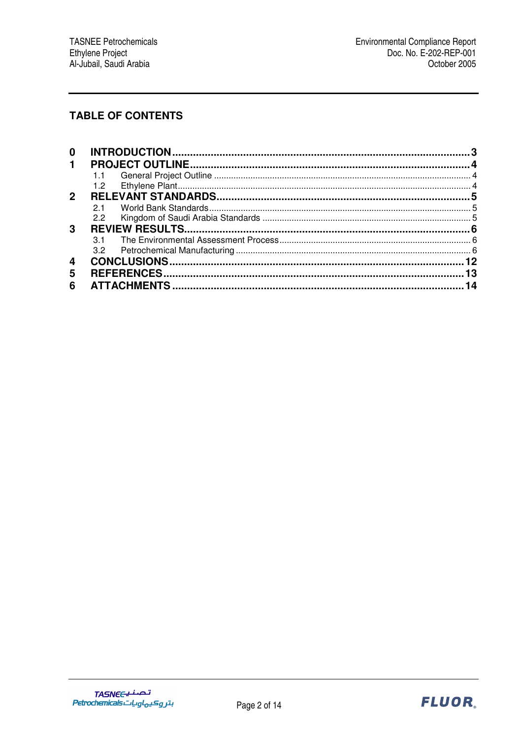## TABLE OF CONTENTS

| | | |
|---|---|---|
| **0** | **INTRODUCTION** | **3** |
| **1** | **PROJECT OUTLINE** | **4** |
| 1.1 | General Project Outline | 4 |
| 1.2 | Ethylene Plant | 4 |
| **2** | **RELEVANT STANDARDS** | **5** |
| 2.1 | World Bank Standards | 5 |
| 2.2 | Kingdom of Saudi Arabia Standards | 5 |
| **3** | **REVIEW RESULTS** | **6** |
| 3.1 | The Environmental Assessment Process | 6 |
| 3.2 | Petrochemical Manufacturing | 6 |
| **4** | **CONCLUSIONS** | **12** |
| **5** | **REFERENCES** | **13** |
| **6** | **ATTACHMENTS** | **14** |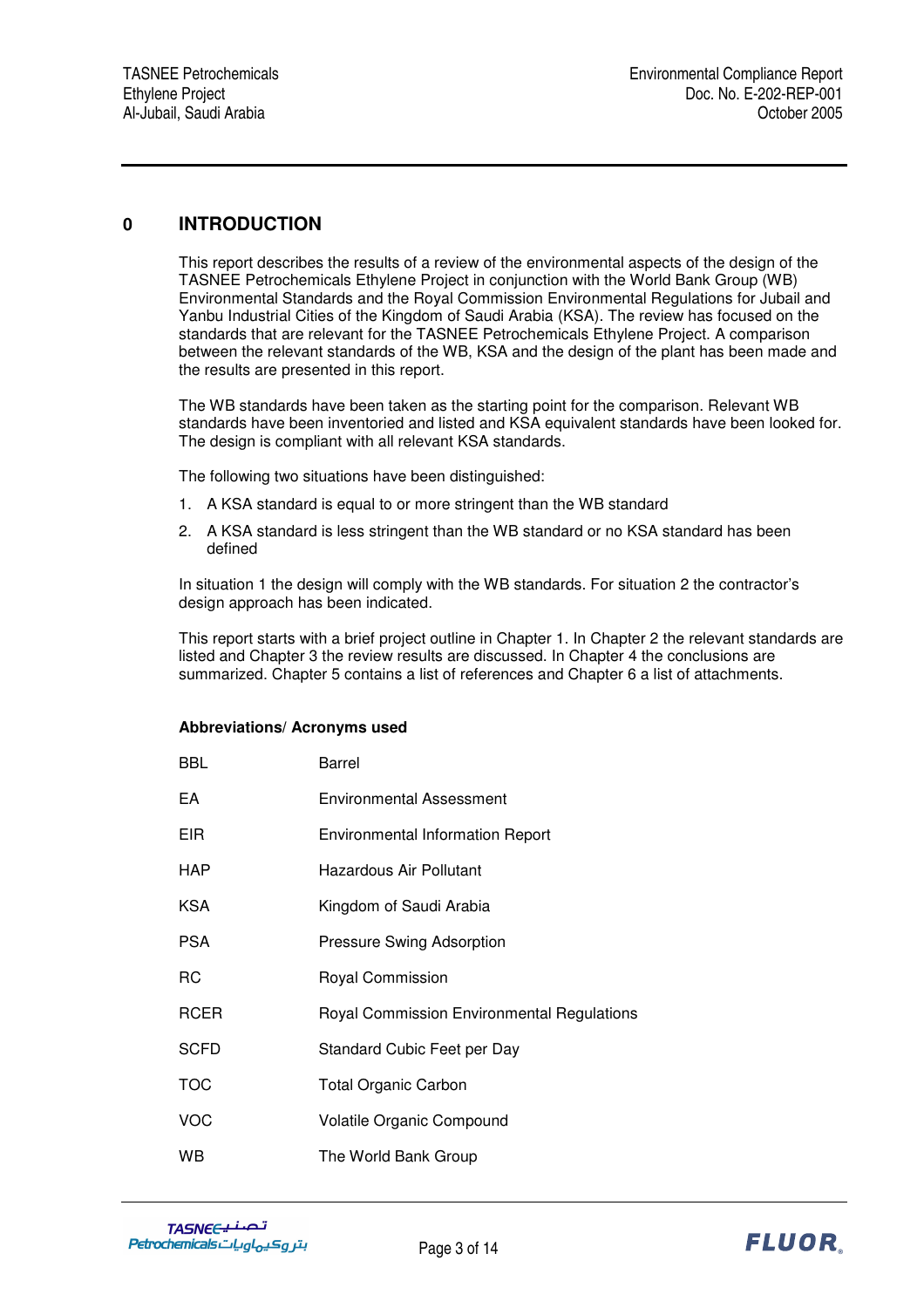# 0 INTRODUCTION

This report describes the results of a review of the environmental aspects of the design of the TASNEE Petrochemicals Ethylene Project in conjunction with the World Bank Group (WB) Environmental Standards and the Royal Commission Environmental Regulations for Jubail and Yanbu Industrial Cities of the Kingdom of Saudi Arabia (KSA). The review has focused on the standards that are relevant for the TASNEE Petrochemicals Ethylene Project. A comparison between the relevant standards of the WB, KSA and the design of the plant has been made and the results are presented in this report.

The WB standards have been taken as the starting point for the comparison. Relevant WB standards have been inventoried and listed and KSA equivalent standards have been looked for. The design is compliant with all relevant KSA standards.

The following two situations have been distinguished:

1. A KSA standard is equal to or more stringent than the WB standard
2. A KSA standard is less stringent than the WB standard or no KSA standard has been defined

In situation 1 the design will comply with the WB standards. For situation 2 the contractor's design approach has been indicated.

This report starts with a brief project outline in Chapter 1. In Chapter 2 the relevant standards are listed and Chapter 3 the review results are discussed. In Chapter 4 the conclusions are summarized. Chapter 5 contains a list of references and Chapter 6 a list of attachments.

**Abbreviations/ Acronyms used**

| | |
|---|---|
| BBL | Barrel |
| EA | Environmental Assessment |
| EIR | Environmental Information Report |
| HAP | Hazardous Air Pollutant |
| KSA | Kingdom of Saudi Arabia |
| PSA | Pressure Swing Adsorption |
| RC | Royal Commission |
| RCER | Royal Commission Environmental Regulations |
| SCFD | Standard Cubic Feet per Day |
| TOC | Total Organic Carbon |
| VOC | Volatile Organic Compound |
| WB | The World Bank Group |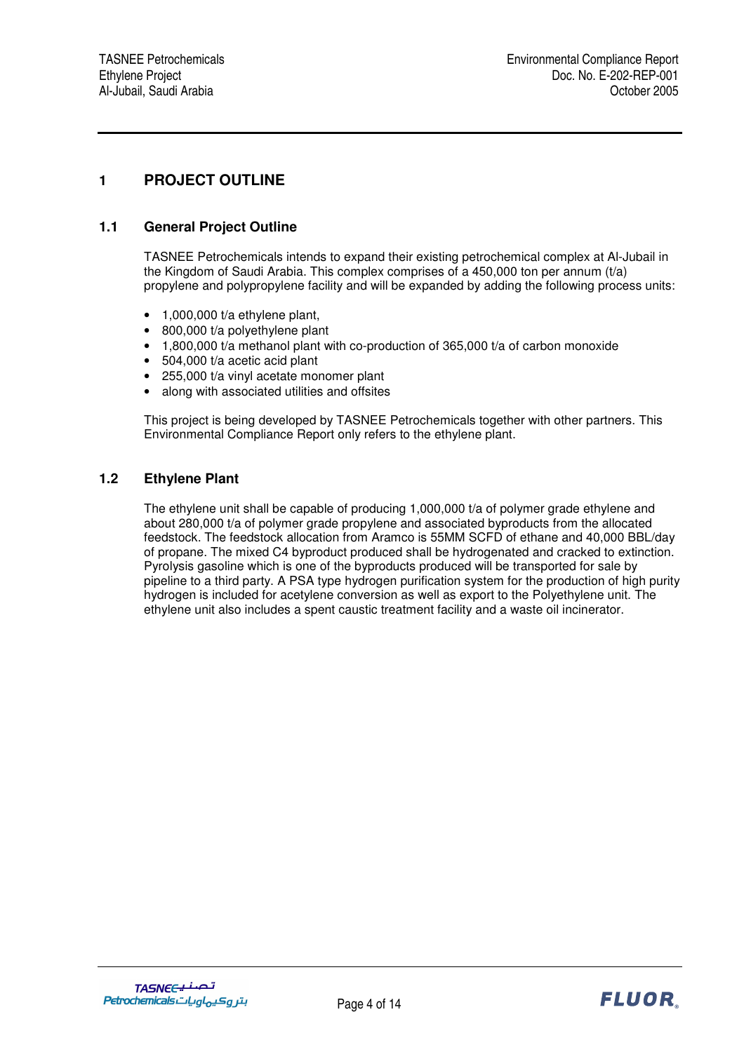# 1 PROJECT OUTLINE

## 1.1 General Project Outline

TASNEE Petrochemicals intends to expand their existing petrochemical complex at Al-Jubail in the Kingdom of Saudi Arabia. This complex comprises of a 450,000 ton per annum (t/a) propylene and polypropylene facility and will be expanded by adding the following process units:

- 1,000,000 t/a ethylene plant,
- 800,000 t/a polyethylene plant
- 1,800,000 t/a methanol plant with co-production of 365,000 t/a of carbon monoxide
- 504,000 t/a acetic acid plant
- 255,000 t/a vinyl acetate monomer plant
- along with associated utilities and offsites

This project is being developed by TASNEE Petrochemicals together with other partners. This Environmental Compliance Report only refers to the ethylene plant.

## 1.2 Ethylene Plant

The ethylene unit shall be capable of producing 1,000,000 t/a of polymer grade ethylene and about 280,000 t/a of polymer grade propylene and associated byproducts from the allocated feedstock. The feedstock allocation from Aramco is 55MM SCFD of ethane and 40,000 BBL/day of propane. The mixed C4 byproduct produced shall be hydrogenated and cracked to extinction. Pyrolysis gasoline which is one of the byproducts produced will be transported for sale by pipeline to a third party. A PSA type hydrogen purification system for the production of high purity hydrogen is included for acetylene conversion as well as export to the Polyethylene unit. The ethylene unit also includes a spent caustic treatment facility and a waste oil incinerator.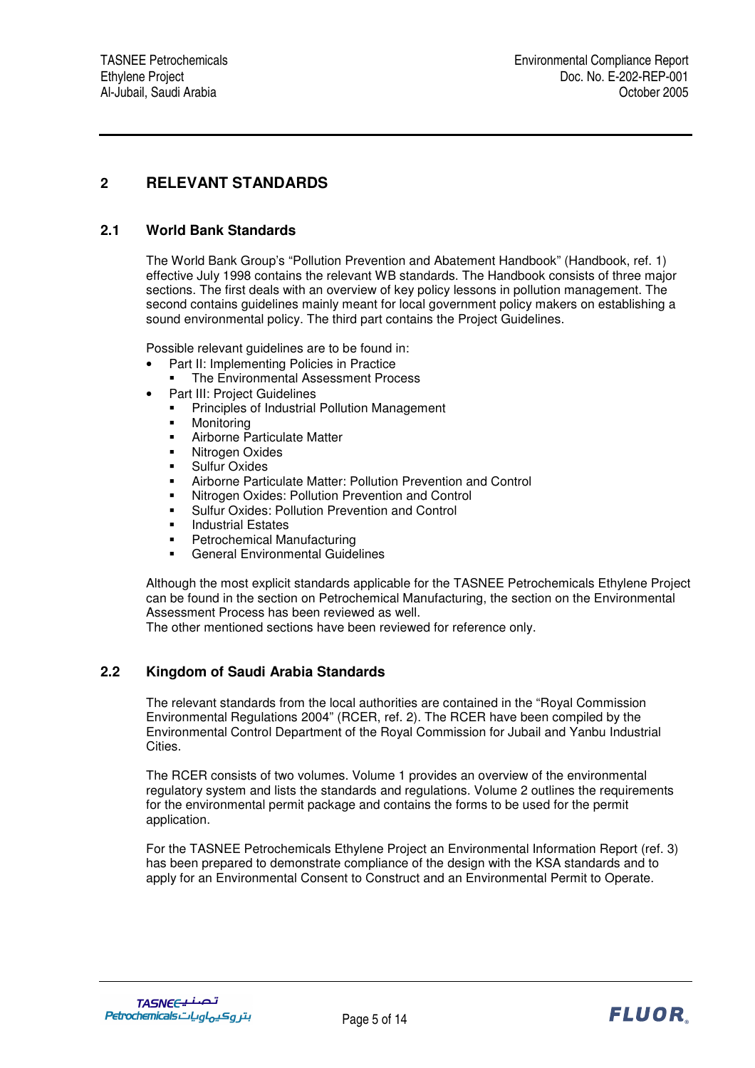## 2 RELEVANT STANDARDS

### 2.1 World Bank Standards

The World Bank Group's "Pollution Prevention and Abatement Handbook" (Handbook, ref. 1) effective July 1998 contains the relevant WB standards. The Handbook consists of three major sections. The first deals with an overview of key policy lessons in pollution management. The second contains guidelines mainly meant for local government policy makers on establishing a sound environmental policy. The third part contains the Project Guidelines.

Possible relevant guidelines are to be found in:

- Part II: Implementing Policies in Practice
  - The Environmental Assessment Process
- Part III: Project Guidelines
  - Principles of Industrial Pollution Management
  - Monitoring
  - Airborne Particulate Matter
  - Nitrogen Oxides
  - Sulfur Oxides
  - Airborne Particulate Matter: Pollution Prevention and Control
  - Nitrogen Oxides: Pollution Prevention and Control
  - Sulfur Oxides: Pollution Prevention and Control
  - Industrial Estates
  - Petrochemical Manufacturing
  - General Environmental Guidelines

Although the most explicit standards applicable for the TASNEE Petrochemicals Ethylene Project can be found in the section on Petrochemical Manufacturing, the section on the Environmental Assessment Process has been reviewed as well.
The other mentioned sections have been reviewed for reference only.

### 2.2 Kingdom of Saudi Arabia Standards

The relevant standards from the local authorities are contained in the "Royal Commission Environmental Regulations 2004" (RCER, ref. 2). The RCER have been compiled by the Environmental Control Department of the Royal Commission for Jubail and Yanbu Industrial Cities.

The RCER consists of two volumes. Volume 1 provides an overview of the environmental regulatory system and lists the standards and regulations. Volume 2 outlines the requirements for the environmental permit package and contains the forms to be used for the permit application.

For the TASNEE Petrochemicals Ethylene Project an Environmental Information Report (ref. 3) has been prepared to demonstrate compliance of the design with the KSA standards and to apply for an Environmental Consent to Construct and an Environmental Permit to Operate.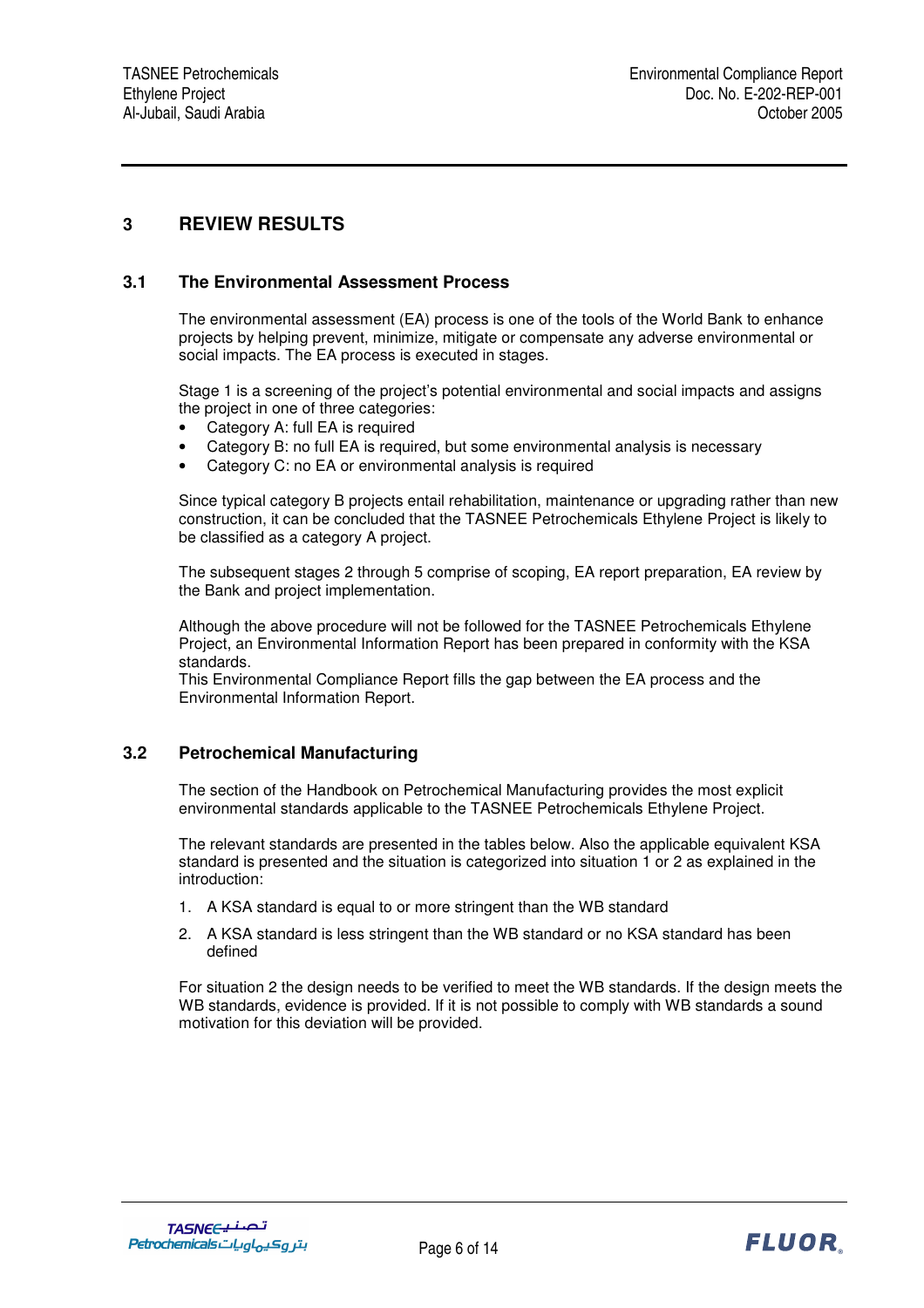# 3 REVIEW RESULTS

## 3.1 The Environmental Assessment Process

The environmental assessment (EA) process is one of the tools of the World Bank to enhance projects by helping prevent, minimize, mitigate or compensate any adverse environmental or social impacts. The EA process is executed in stages.

Stage 1 is a screening of the project's potential environmental and social impacts and assigns the project in one of three categories:

- Category A: full EA is required
- Category B: no full EA is required, but some environmental analysis is necessary
- Category C: no EA or environmental analysis is required

Since typical category B projects entail rehabilitation, maintenance or upgrading rather than new construction, it can be concluded that the TASNEE Petrochemicals Ethylene Project is likely to be classified as a category A project.

The subsequent stages 2 through 5 comprise of scoping, EA report preparation, EA review by the Bank and project implementation.

Although the above procedure will not be followed for the TASNEE Petrochemicals Ethylene Project, an Environmental Information Report has been prepared in conformity with the KSA standards.
This Environmental Compliance Report fills the gap between the EA process and the Environmental Information Report.

## 3.2 Petrochemical Manufacturing

The section of the Handbook on Petrochemical Manufacturing provides the most explicit environmental standards applicable to the TASNEE Petrochemicals Ethylene Project.

The relevant standards are presented in the tables below. Also the applicable equivalent KSA standard is presented and the situation is categorized into situation 1 or 2 as explained in the introduction:

1. A KSA standard is equal to or more stringent than the WB standard
2. A KSA standard is less stringent than the WB standard or no KSA standard has been defined

For situation 2 the design needs to be verified to meet the WB standards. If the design meets the WB standards, evidence is provided. If it is not possible to comply with WB standards a sound motivation for this deviation will be provided.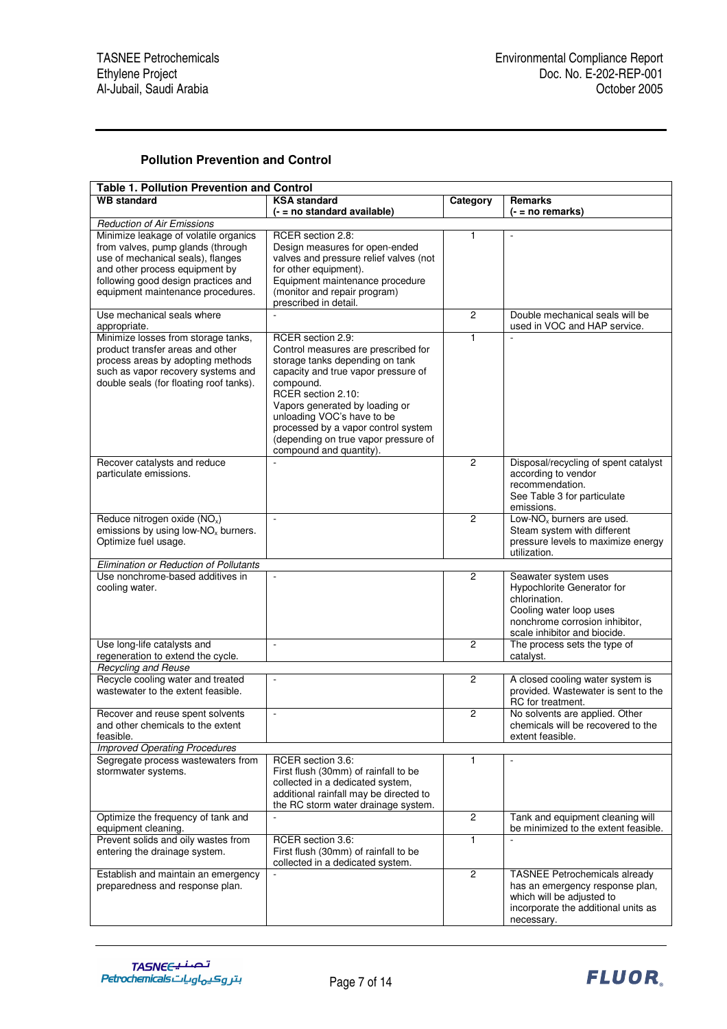## Pollution Prevention and Control

| Table 1. Pollution Prevention and Control | | | |
|---|---|---|---|
| **WB standard** | **KSA standard (- = no standard available)** | **Category** | **Remarks (- = no remarks)** |
| *Reduction of Air Emissions* | | | |
| Minimize leakage of volatile organics from valves, pump glands (through use of mechanical seals), flanges and other process equipment by following good design practices and equipment maintenance procedures. | RCER section 2.8: Design measures for open-ended valves and pressure relief valves (not for other equipment). Equipment maintenance procedure (monitor and repair program) prescribed in detail. | 1 | - |
| Use mechanical seals where appropriate. | - | 2 | Double mechanical seals will be used in VOC and HAP service. |
| Minimize losses from storage tanks, product transfer areas and other process areas by adopting methods such as vapor recovery systems and double seals (for floating roof tanks). | RCER section 2.9: Control measures are prescribed for storage tanks depending on tank capacity and true vapor pressure of compound. RCER section 2.10: Vapors generated by loading or unloading VOC's have to be processed by a vapor control system (depending on true vapor pressure of compound and quantity). | 1 | - |
| Recover catalysts and reduce particulate emissions. | - | 2 | Disposal/recycling of spent catalyst according to vendor recommendation. See Table 3 for particulate emissions. |
| Reduce nitrogen oxide ($NO_x$) emissions by using low-$NO_x$ burners. Optimize fuel usage. | - | 2 | Low-$NO_x$ burners are used. Steam system with different pressure levels to maximize energy utilization. |
| *Elimination or Reduction of Pollutants* | | | |
| Use nonchrome-based additives in cooling water. | - | 2 | Seawater system uses Hypochlorite Generator for chlorination. Cooling water loop uses nonchrome corrosion inhibitor, scale inhibitor and biocide. |
| Use long-life catalysts and regeneration to extend the cycle. | - | 2 | The process sets the type of catalyst. |
| *Recycling and Reuse* | | | |
| Recycle cooling water and treated wastewater to the extent feasible. | - | 2 | A closed cooling water system is provided. Wastewater is sent to the RC for treatment. |
| Recover and reuse spent solvents and other chemicals to the extent feasible. | - | 2 | No solvents are applied. Other chemicals will be recovered to the extent feasible. |
| *Improved Operating Procedures* | | | |
| Segregate process wastewaters from stormwater systems. | RCER section 3.6: First flush (30mm) of rainfall to be collected in a dedicated system, additional rainfall may be directed to the RC storm water drainage system. | 1 | - |
| Optimize the frequency of tank and equipment cleaning. | - | 2 | Tank and equipment cleaning will be minimized to the extent feasible. |
| Prevent solids and oily wastes from entering the drainage system. | RCER section 3.6: First flush (30mm) of rainfall to be collected in a dedicated system. | 1 | - |
| Establish and maintain an emergency preparedness and response plan. | - | 2 | TASNEE Petrochemicals already has an emergency response plan, which will be adjusted to incorporate the additional units as necessary. |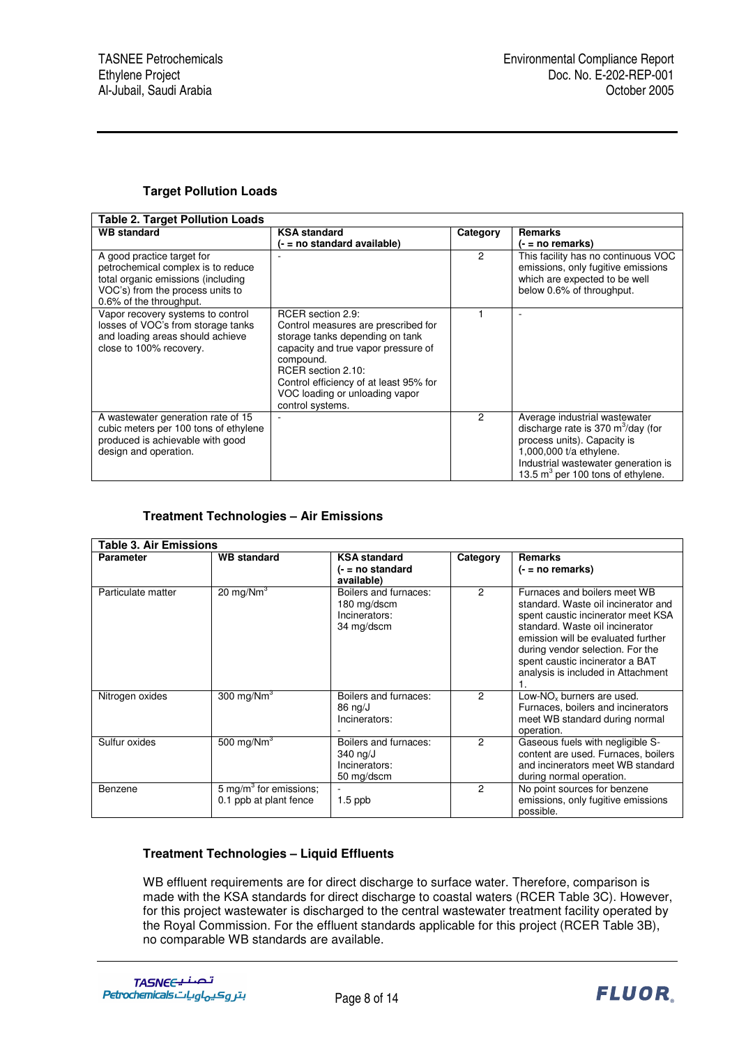### Target Pollution Loads

| Table 2. Target Pollution Loads | | | |
|---|---|---|---|
| **WB standard** | **KSA standard (- = no standard available)** | **Category** | **Remarks (- = no remarks)** |
| A good practice target for petrochemical complex is to reduce total organic emissions (including VOC's) from the process units to 0.6% of the throughput. | - | 2 | This facility has no continuous VOC emissions, only fugitive emissions which are expected to be well below 0.6% of throughput. |
| Vapor recovery systems to control losses of VOC's from storage tanks and loading areas should achieve close to 100% recovery. | RCER section 2.9: Control measures are prescribed for storage tanks depending on tank capacity and true vapor pressure of compound. RCER section 2.10: Control efficiency of at least 95% for VOC loading or unloading vapor control systems. | 1 | - |
| A wastewater generation rate of 15 cubic meters per 100 tons of ethylene produced is achievable with good design and operation. | - | 2 | Average industrial wastewater discharge rate is 370 $m^3$/day (for process units). Capacity is 1,000,000 t/a ethylene. Industrial wastewater generation is 13.5 $m^3$ per 100 tons of ethylene. |

### Treatment Technologies – Air Emissions

| Table 3. Air Emissions | | | | |
|---|---|---|---|---|
| **Parameter** | **WB standard** | **KSA standard (- = no standard available)** | **Category** | **Remarks (- = no remarks)** |
| Particulate matter | 20 mg/$Nm^3$ | Boilers and furnaces: 180 mg/dscm Incinerators: 34 mg/dscm | 2 | Furnaces and boilers meet WB standard. Waste oil incinerator and spent caustic incinerator meet KSA standard. Waste oil incinerator emission will be evaluated further during vendor selection. For the spent caustic incinerator a BAT analysis is included in Attachment 1. |
| Nitrogen oxides | 300 mg/$Nm^3$ | Boilers and furnaces: 86 ng/J Incinerators: - | 2 | Low-$NO_x$ burners are used. Furnaces, boilers and incinerators meet WB standard during normal operation. |
| Sulfur oxides | 500 mg/$Nm^3$ | Boilers and furnaces: 340 ng/J Incinerators: 50 mg/dscm | 2 | Gaseous fuels with negligible S-content are used. Furnaces, boilers and incinerators meet WB standard during normal operation. |
| Benzene | 5 mg/$m^3$ for emissions; 0.1 ppb at plant fence | - 1.5 ppb | 2 | No point sources for benzene emissions, only fugitive emissions possible. |

### Treatment Technologies – Liquid Effluents

WB effluent requirements are for direct discharge to surface water. Therefore, comparison is made with the KSA standards for direct discharge to coastal waters (RCER Table 3C). However, for this project wastewater is discharged to the central wastewater treatment facility operated by the Royal Commission. For the effluent standards applicable for this project (RCER Table 3B), no comparable WB standards are available.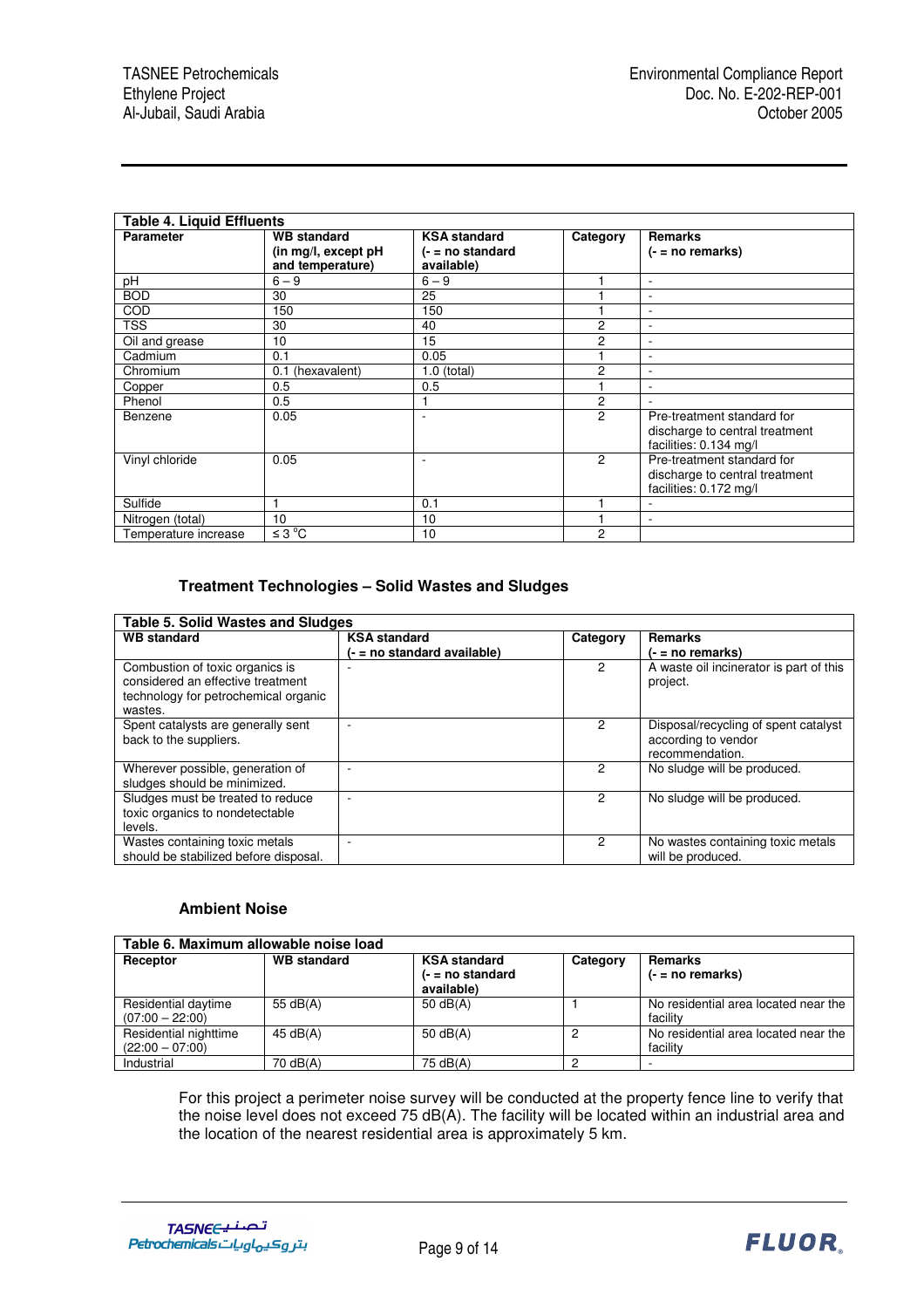| Table 4. Liquid Effluents | | | | |
|---|---|---|---|---|
| **Parameter** | **WB standard (in mg/l, except pH and temperature)** | **KSA standard (- = no standard available)** | **Category** | **Remarks (- = no remarks)** |
| pH | 6 – 9 | 6 – 9 | 1 | - |
| BOD | 30 | 25 | 1 | - |
| COD | 150 | 150 | 1 | - |
| TSS | 30 | 40 | 2 | - |
| Oil and grease | 10 | 15 | 2 | - |
| Cadmium | 0.1 | 0.05 | 1 | - |
| Chromium | 0.1 (hexavalent) | 1.0 (total) | 2 | - |
| Copper | 0.5 | 0.5 | 1 | - |
| Phenol | 0.5 | 1 | 2 | - |
| Benzene | 0.05 | - | 2 | Pre-treatment standard for discharge to central treatment facilities: 0.134 mg/l |
| Vinyl chloride | 0.05 | - | 2 | Pre-treatment standard for discharge to central treatment facilities: 0.172 mg/l |
| Sulfide | 1 | 0.1 | 1 | - |
| Nitrogen (total) | 10 | 10 | 1 | - |
| Temperature increase | ≤ 3 °C | 10 | 2 | |

### Treatment Technologies – Solid Wastes and Sludges

| Table 5. Solid Wastes and Sludges | | | |
|---|---|---|---|
| **WB standard** | **KSA standard (- = no standard available)** | **Category** | **Remarks (- = no remarks)** |
| Combustion of toxic organics is considered an effective treatment technology for petrochemical organic wastes. | - | 2 | A waste oil incinerator is part of this project. |
| Spent catalysts are generally sent back to the suppliers. | - | 2 | Disposal/recycling of spent catalyst according to vendor recommendation. |
| Wherever possible, generation of sludges should be minimized. | - | 2 | No sludge will be produced. |
| Sludges must be treated to reduce toxic organics to nondetectable levels. | - | 2 | No sludge will be produced. |
| Wastes containing toxic metals should be stabilized before disposal. | - | 2 | No wastes containing toxic metals will be produced. |

### Ambient Noise

| Table 6. Maximum allowable noise load | | | | |
|---|---|---|---|---|
| **Receptor** | **WB standard** | **KSA standard (- = no standard available)** | **Category** | **Remarks (- = no remarks)** |
| Residential daytime (07:00 – 22:00) | 55 dB(A) | 50 dB(A) | 1 | No residential area located near the facility |
| Residential nighttime (22:00 – 07:00) | 45 dB(A) | 50 dB(A) | 2 | No residential area located near the facility |
| Industrial | 70 dB(A) | 75 dB(A) | 2 | - |

For this project a perimeter noise survey will be conducted at the property fence line to verify that the noise level does not exceed 75 dB(A). The facility will be located within an industrial area and the location of the nearest residential area is approximately 5 km.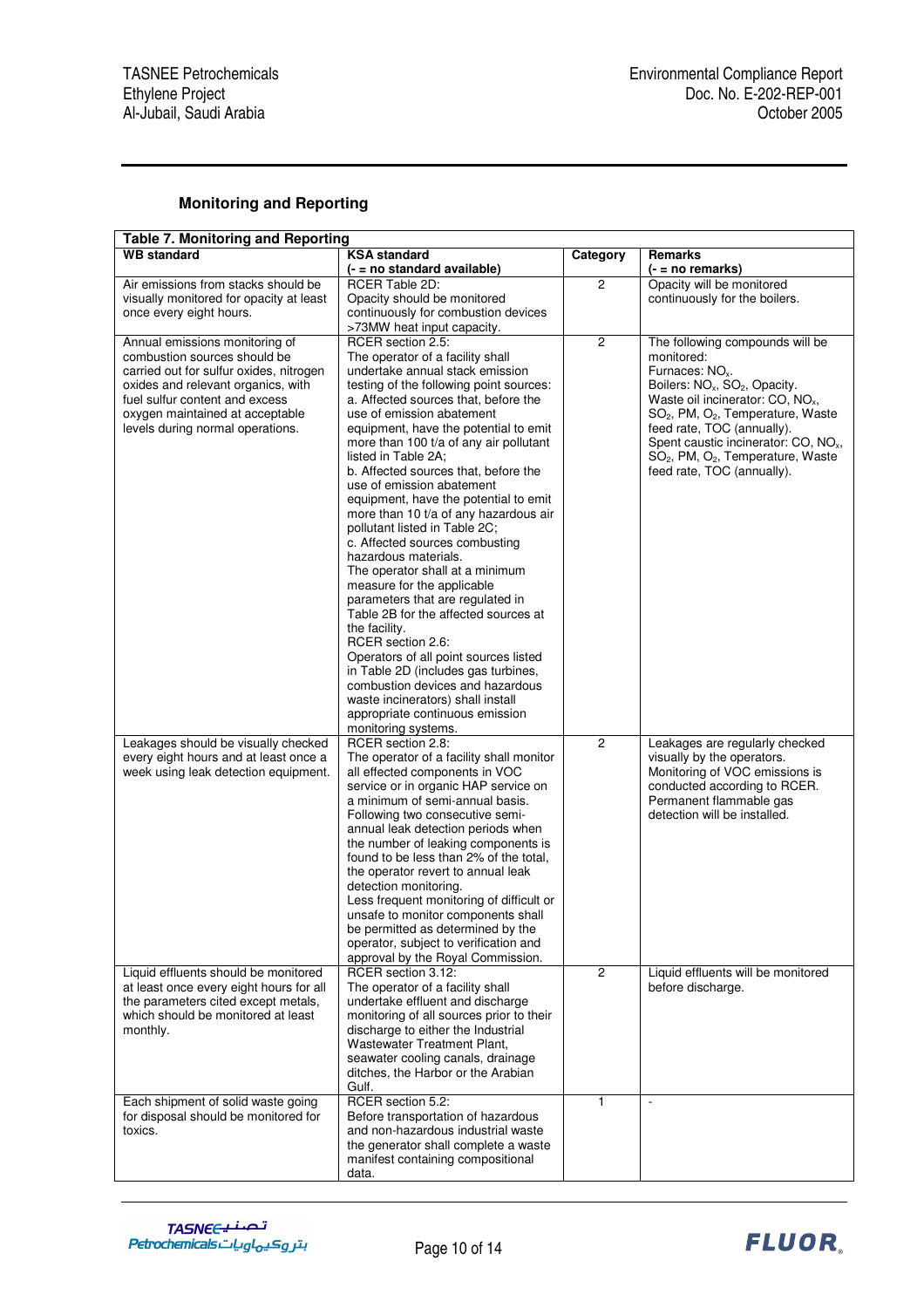## Monitoring and Reporting

**Table 7. Monitoring and Reporting**

| WB standard | KSA standard (- = no standard available) | Category | Remarks (- = no remarks) |
|---|---|---|---|
| Air emissions from stacks should be visually monitored for opacity at least once every eight hours. | RCER Table 2D: Opacity should be monitored continuously for combustion devices >73MW heat input capacity. | 2 | Opacity will be monitored continuously for the boilers. |
| Annual emissions monitoring of combustion sources should be carried out for sulfur oxides, nitrogen oxides and relevant organics, with fuel sulfur content and excess oxygen maintained at acceptable levels during normal operations. | RCER section 2.5: The operator of a facility shall undertake annual stack emission testing of the following point sources: a. Affected sources that, before the use of emission abatement equipment, have the potential to emit more than 100 t/a of any air pollutant listed in Table 2A; b. Affected sources that, before the use of emission abatement equipment, have the potential to emit more than 10 t/a of any hazardous air pollutant listed in Table 2C; c. Affected sources combusting hazardous materials. The operator shall at a minimum measure for the applicable parameters that are regulated in Table 2B for the affected sources at the facility. RCER section 2.6: Operators of all point sources listed in Table 2D (includes gas turbines, combustion devices and hazardous waste incinerators) shall install appropriate continuous emission monitoring systems. | 2 | The following compounds will be monitored: Furnaces: $NO_x$. Boilers: $NO_x$, $SO_2$, Opacity. Waste oil incinerator: CO, $NO_x$, $SO_2$, PM, $O_2$, Temperature, Waste feed rate, TOC (annually). Spent caustic incinerator: CO, $NO_x$, $SO_2$, PM, $O_2$, Temperature, Waste feed rate, TOC (annually). |
| Leakages should be visually checked every eight hours and at least once a week using leak detection equipment. | RCER section 2.8: The operator of a facility shall monitor all effected components in VOC service or in organic HAP service on a minimum of semi-annual basis. Following two consecutive semi-annual leak detection periods when the number of leaking components is found to be less than 2% of the total, the operator revert to annual leak detection monitoring. Less frequent monitoring of difficult or unsafe to monitor components shall be permitted as determined by the operator, subject to verification and approval by the Royal Commission. | 2 | Leakages are regularly checked visually by the operators. Monitoring of VOC emissions is conducted according to RCER. Permanent flammable gas detection will be installed. |
| Liquid effluents should be monitored at least once every eight hours for all the parameters cited except metals, which should be monitored at least monthly. | RCER section 3.12: The operator of a facility shall undertake effluent and discharge monitoring of all sources prior to their discharge to either the Industrial Wastewater Treatment Plant, seawater cooling canals, drainage ditches, the Harbor or the Arabian Gulf. | 2 | Liquid effluents will be monitored before discharge. |
| Each shipment of solid waste going for disposal should be monitored for toxics. | RCER section 5.2: Before transportation of hazardous and non-hazardous industrial waste the generator shall complete a waste manifest containing compositional data. | 1 | - |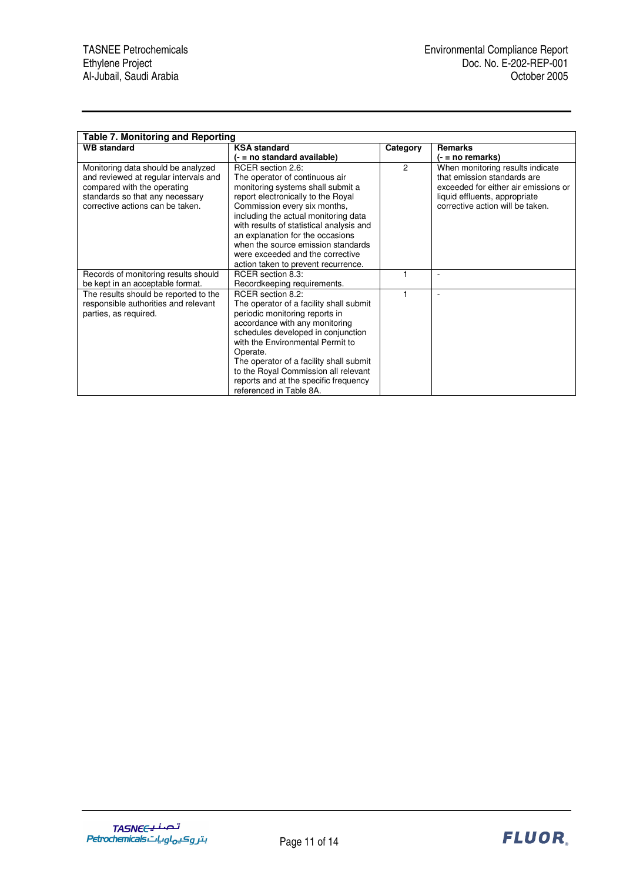**Table 7. Monitoring and Reporting**

| WB standard | KSA standard<br>(- = no standard available) | Category | Remarks<br>(- = no remarks) |
|---|---|---|---|
| Monitoring data should be analyzed and reviewed at regular intervals and compared with the operating standards so that any necessary corrective actions can be taken. | RCER section 2.6:<br>The operator of continuous air monitoring systems shall submit a report electronically to the Royal Commission every six months, including the actual monitoring data with results of statistical analysis and an explanation for the occasions when the source emission standards were exceeded and the corrective action taken to prevent recurrence. | 2 | When monitoring results indicate that emission standards are exceeded for either air emissions or liquid effluents, appropriate corrective action will be taken. |
| Records of monitoring results should be kept in an acceptable format. | RCER section 8.3:<br>Recordkeeping requirements. | 1 | - |
| The results should be reported to the responsible authorities and relevant parties, as required. | RCER section 8.2:<br>The operator of a facility shall submit periodic monitoring reports in accordance with any monitoring schedules developed in conjunction with the Environmental Permit to Operate.<br>The operator of a facility shall submit to the Royal Commission all relevant reports and at the specific frequency referenced in Table 8A. | 1 | - |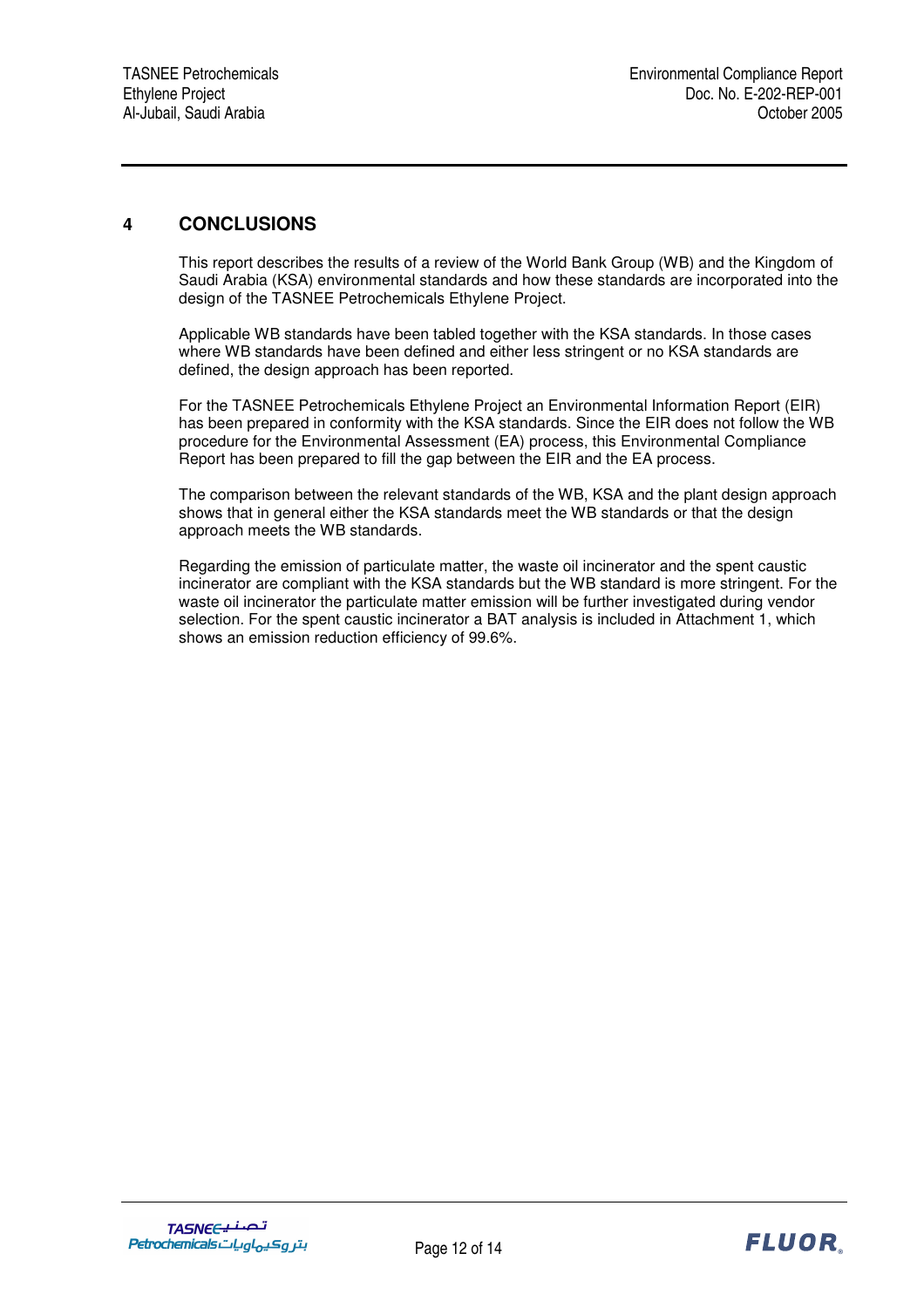# 4 CONCLUSIONS

This report describes the results of a review of the World Bank Group (WB) and the Kingdom of Saudi Arabia (KSA) environmental standards and how these standards are incorporated into the design of the TASNEE Petrochemicals Ethylene Project.

Applicable WB standards have been tabled together with the KSA standards. In those cases where WB standards have been defined and either less stringent or no KSA standards are defined, the design approach has been reported.

For the TASNEE Petrochemicals Ethylene Project an Environmental Information Report (EIR) has been prepared in conformity with the KSA standards. Since the EIR does not follow the WB procedure for the Environmental Assessment (EA) process, this Environmental Compliance Report has been prepared to fill the gap between the EIR and the EA process.

The comparison between the relevant standards of the WB, KSA and the plant design approach shows that in general either the KSA standards meet the WB standards or that the design approach meets the WB standards.

Regarding the emission of particulate matter, the waste oil incinerator and the spent caustic incinerator are compliant with the KSA standards but the WB standard is more stringent. For the waste oil incinerator the particulate matter emission will be further investigated during vendor selection. For the spent caustic incinerator a BAT analysis is included in Attachment 1, which shows an emission reduction efficiency of 99.6%.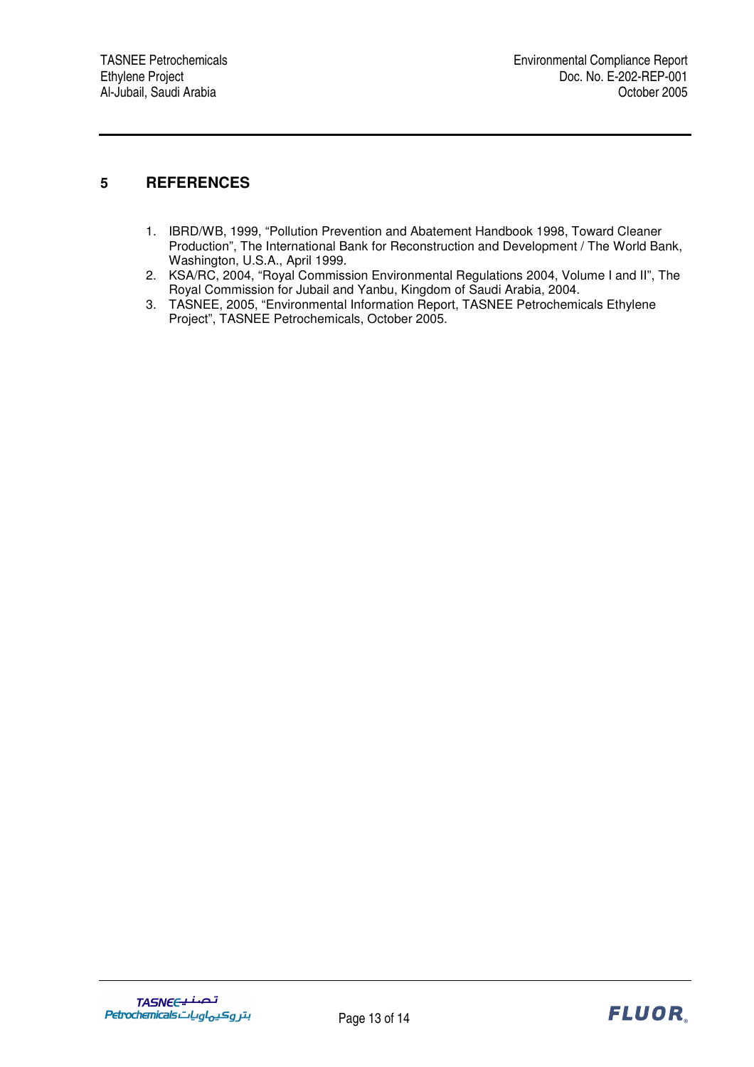# 5 REFERENCES

1. IBRD/WB, 1999, "Pollution Prevention and Abatement Handbook 1998, Toward Cleaner Production", The International Bank for Reconstruction and Development / The World Bank, Washington, U.S.A., April 1999.
2. KSA/RC, 2004, "Royal Commission Environmental Regulations 2004, Volume I and II", The Royal Commission for Jubail and Yanbu, Kingdom of Saudi Arabia, 2004.
3. TASNEE, 2005, "Environmental Information Report, TASNEE Petrochemicals Ethylene Project", TASNEE Petrochemicals, October 2005.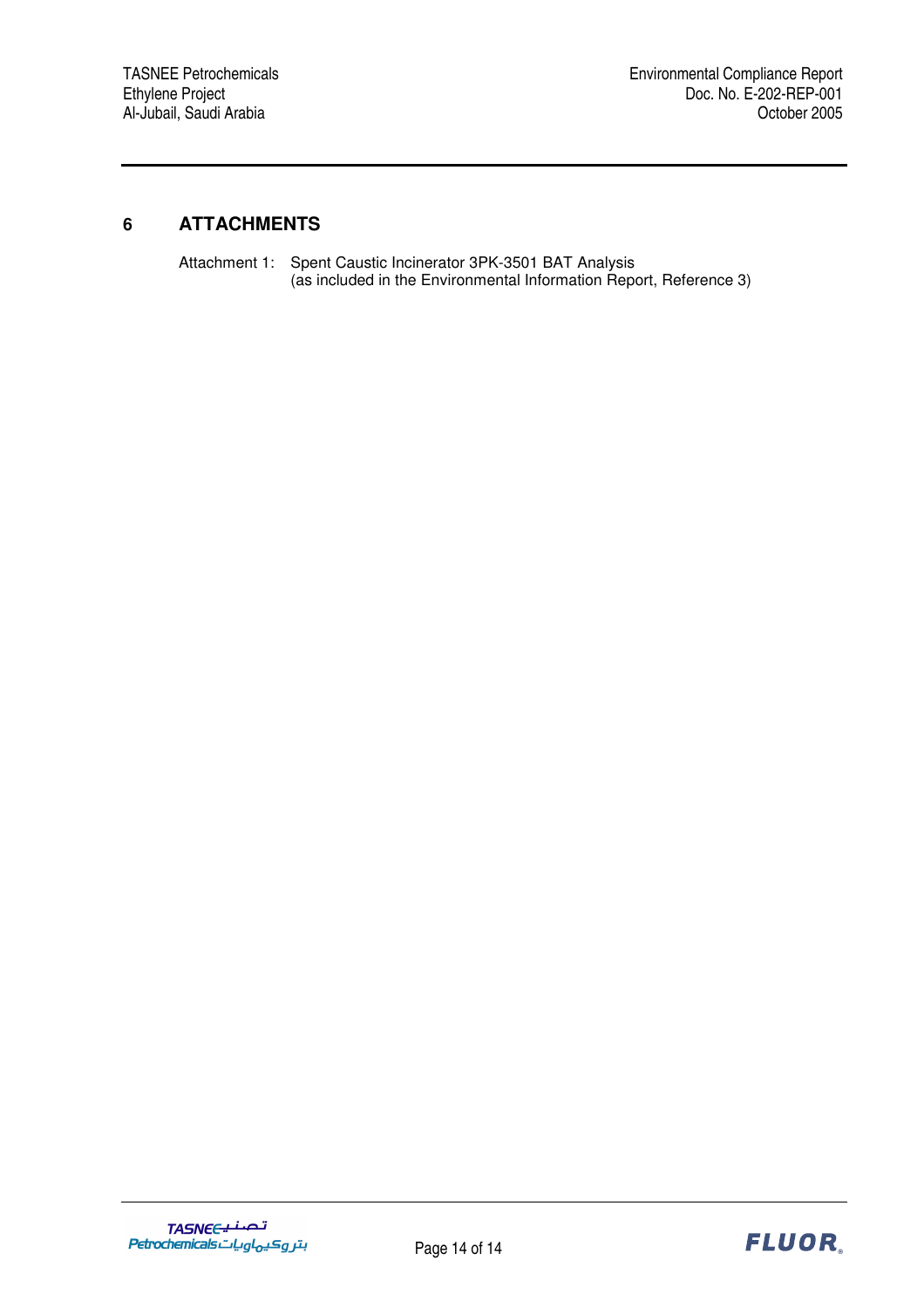# 6 ATTACHMENTS

Attachment 1: Spent Caustic Incinerator 3PK-3501 BAT Analysis
(as included in the Environmental Information Report, Reference 3)